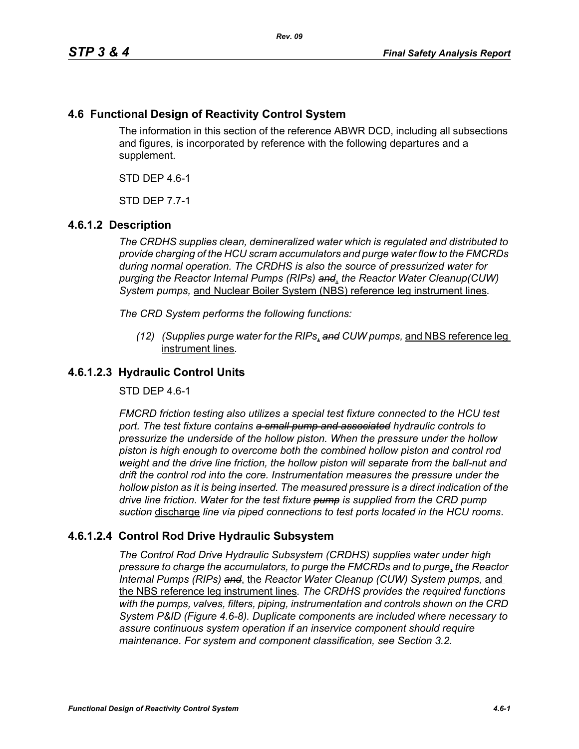## 4.6 Functional Design of Reactivity Control System

The information in this section of the reference ABWR DCD, including all subsections and figures, is incorporated by reference with the following departures and a supplement.

STD DEP 4.6-1

STD DEP 7.7-1

### 4.6.1.2 Description

*The CRDHS supplies clean, demineralized water which is regulated and distributed to provide charging of the HCU scram accumulators and purge water flow to the FMCRDs during normal operation. The CRDHS is also the source of pressurized water for purging the Reactor Internal Pumps (RIPs) ~~and~~, the Reactor Water Cleanup(CUW) System pumps,* <u>and Nuclear Boiler System (NBS) reference leg instrument lines</u>*.*

*The CRD System performs the following functions:*

> *(12) (Supplies purge water for the RIPs*<u>,</u> *~~and~~ CUW pumps,* <u>and NBS reference leg instrument lines</u>*.*

### 4.6.1.2.3 Hydraulic Control Units

STD DEP 4.6-1

*FMCRD friction testing also utilizes a special test fixture connected to the HCU test port. The test fixture contains ~~a small pump and associated~~ hydraulic controls to pressurize the underside of the hollow piston. When the pressure under the hollow piston is high enough to overcome both the combined hollow piston and control rod weight and the drive line friction, the hollow piston will separate from the ball-nut and drift the control rod into the core. Instrumentation measures the pressure under the hollow piston as it is being inserted. The measured pressure is a direct indication of the drive line friction. Water for the test fixture ~~pump~~ is supplied from the CRD pump ~~suction~~* <u>discharge</u> *line via piped connections to test ports located in the HCU rooms*.

### 4.6.1.2.4 Control Rod Drive Hydraulic Subsystem

*The Control Rod Drive Hydraulic Subsystem (CRDHS) supplies water under high pressure to charge the accumulators, to purge the FMCRDs ~~and to purge~~*<u>,</u> *the Reactor Internal Pumps (RIPs) ~~and~~*<u>,</u> <u>the</u> *Reactor Water Cleanup (CUW) System pumps,* <u>and the NBS reference leg instrument lines</u>*. The CRDHS provides the required functions with the pumps, valves, filters, piping, instrumentation and controls shown on the CRD System P&ID (Figure 4.6-8). Duplicate components are included where necessary to assure continuous system operation if an inservice component should require maintenance. For system and component classification, see Section 3.2.*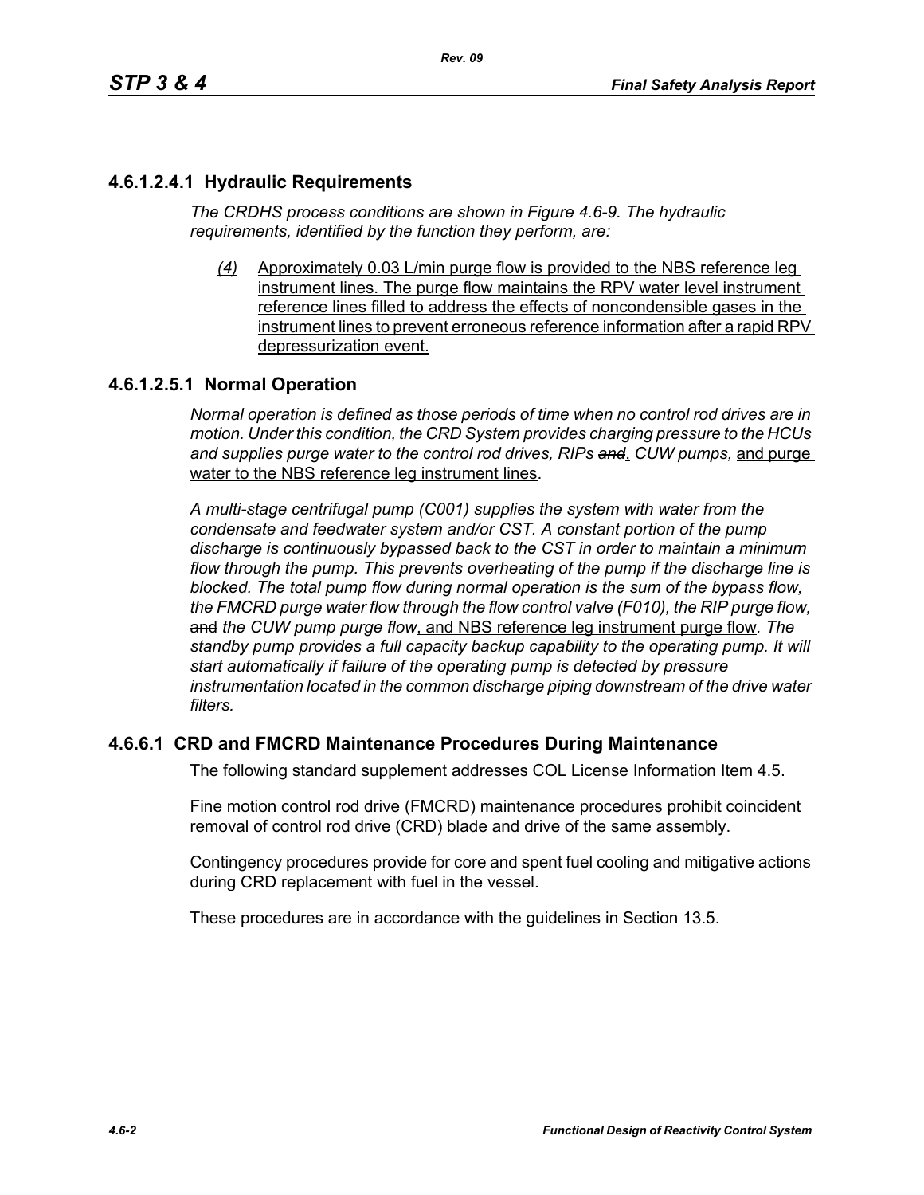### 4.6.1.2.4.1 Hydraulic Requirements

*The CRDHS process conditions are shown in Figure 4.6-9. The hydraulic requirements, identified by the function they perform, are:*

> *(4)* Approximately 0.03 L/min purge flow is provided to the NBS reference leg instrument lines. The purge flow maintains the RPV water level instrument reference lines filled to address the effects of noncondensible gases in the instrument lines to prevent erroneous reference information after a rapid RPV depressurization event.

### 4.6.1.2.5.1 Normal Operation

*Normal operation is defined as those periods of time when no control rod drives are in motion. Under this condition, the CRD System provides charging pressure to the HCUs and supplies purge water to the control rod drives, RIPs ~~and~~, CUW pumps,* and purge water to the NBS reference leg instrument lines.

*A multi-stage centrifugal pump (C001) supplies the system with water from the condensate and feedwater system and/or CST. A constant portion of the pump discharge is continuously bypassed back to the CST in order to maintain a minimum flow through the pump. This prevents overheating of the pump if the discharge line is blocked. The total pump flow during normal operation is the sum of the bypass flow, the FMCRD purge water flow through the flow control valve (F010), the RIP purge flow,* ~~and~~ *the CUW pump purge flow*, and NBS reference leg instrument purge flow*. The standby pump provides a full capacity backup capability to the operating pump. It will start automatically if failure of the operating pump is detected by pressure instrumentation located in the common discharge piping downstream of the drive water filters.*

### 4.6.6.1 CRD and FMCRD Maintenance Procedures During Maintenance

The following standard supplement addresses COL License Information Item 4.5.

Fine motion control rod drive (FMCRD) maintenance procedures prohibit coincident removal of control rod drive (CRD) blade and drive of the same assembly.

Contingency procedures provide for core and spent fuel cooling and mitigative actions during CRD replacement with fuel in the vessel.

These procedures are in accordance with the guidelines in Section 13.5.